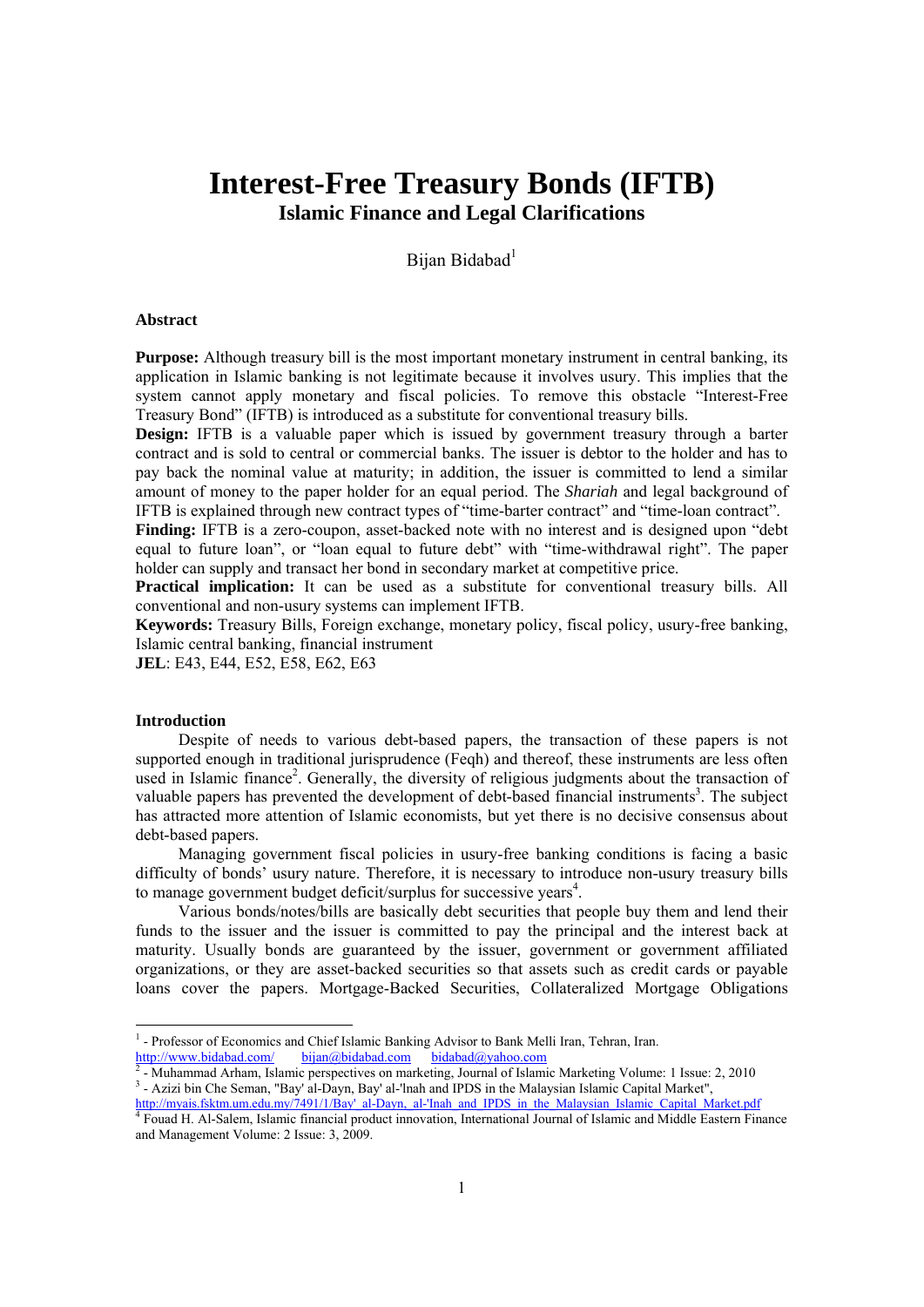# Interest-Free Treasury Bonds (IFTB)

## Islamic Finance and Legal Clarifications

Bijan Bidabad[1]

### Abstract

**Purpose:** Although treasury bill is the most important monetary instrument in central banking, its application in Islamic banking is not legitimate because it involves usury. This implies that the system cannot apply monetary and fiscal policies. To remove this obstacle "Interest-Free Treasury Bond" (IFTB) is introduced as a substitute for conventional treasury bills.

**Design:** IFTB is a valuable paper which is issued by government treasury through a barter contract and is sold to central or commercial banks. The issuer is debtor to the holder and has to pay back the nominal value at maturity; in addition, the issuer is committed to lend a similar amount of money to the paper holder for an equal period. The *Shariah* and legal background of IFTB is explained through new contract types of "time-barter contract" and "time-loan contract".

**Finding:** IFTB is a zero-coupon, asset-backed note with no interest and is designed upon "debt equal to future loan", or "loan equal to future debt" with "time-withdrawal right". The paper holder can supply and transact her bond in secondary market at competitive price.

**Practical implication:** It can be used as a substitute for conventional treasury bills. All conventional and non-usury systems can implement IFTB.

**Keywords:** Treasury Bills, Foreign exchange, monetary policy, fiscal policy, usury-free banking, Islamic central banking, financial instrument

**JEL**: E43, E44, E52, E58, E62, E63

### Introduction

Despite of needs to various debt-based papers, the transaction of these papers is not supported enough in traditional jurisprudence (Feqh) and thereof, these instruments are less often used in Islamic finance[2]. Generally, the diversity of religious judgments about the transaction of valuable papers has prevented the development of debt-based financial instruments[3]. The subject has attracted more attention of Islamic economists, but yet there is no decisive consensus about debt-based papers.

Managing government fiscal policies in usury-free banking conditions is facing a basic difficulty of bonds' usury nature. Therefore, it is necessary to introduce non-usury treasury bills to manage government budget deficit/surplus for successive years[4].

Various bonds/notes/bills are basically debt securities that people buy them and lend their funds to the issuer and the issuer is committed to pay the principal and the interest back at maturity. Usually bonds are guaranteed by the issuer, government or government affiliated organizations, or they are asset-backed securities so that assets such as credit cards or payable loans cover the papers. Mortgage-Backed Securities, Collateralized Mortgage Obligations

---

[1] - Professor of Economics and Chief Islamic Banking Advisor to Bank Melli Iran, Tehran, Iran. http://www.bidabad.com/ bijan@bidabad.com bidabad@yahoo.com

[2] - Muhammad Arham, Islamic perspectives on marketing, Journal of Islamic Marketing Volume: 1 Issue: 2, 2010

[3] - Azizi bin Che Seman, "Bay' al-Dayn, Bay' al-'Inah and IPDS in the Malaysian Islamic Capital Market", http://myais.fsktm.um.edu.my/7491/1/Bay'_al-Dayn,_al-'Inah_and_IPDS_in_the_Malaysian_Islamic_Capital_Market.pdf

[4] Fouad H. Al-Salem, Islamic financial product innovation, International Journal of Islamic and Middle Eastern Finance and Management Volume: 2 Issue: 3, 2009.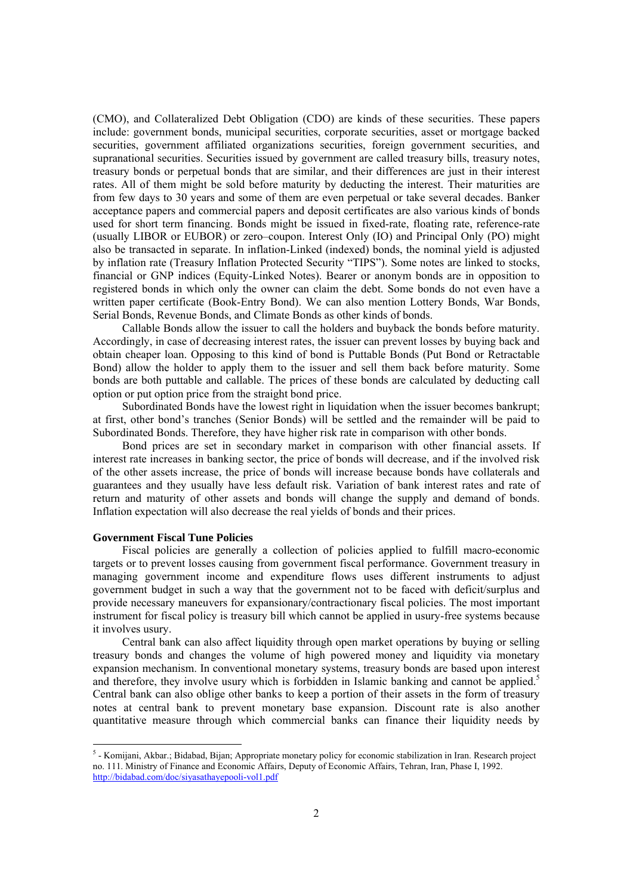(CMO), and Collateralized Debt Obligation (CDO) are kinds of these securities. These papers include: government bonds, municipal securities, corporate securities, asset or mortgage backed securities, government affiliated organizations securities, foreign government securities, and supranational securities. Securities issued by government are called treasury bills, treasury notes, treasury bonds or perpetual bonds that are similar, and their differences are just in their interest rates. All of them might be sold before maturity by deducting the interest. Their maturities are from few days to 30 years and some of them are even perpetual or take several decades. Banker acceptance papers and commercial papers and deposit certificates are also various kinds of bonds used for short term financing. Bonds might be issued in fixed-rate, floating rate, reference-rate (usually LIBOR or EUBOR) or zero–coupon. Interest Only (IO) and Principal Only (PO) might also be transacted in separate. In inflation-Linked (indexed) bonds, the nominal yield is adjusted by inflation rate (Treasury Inflation Protected Security "TIPS"). Some notes are linked to stocks, financial or GNP indices (Equity-Linked Notes). Bearer or anonym bonds are in opposition to registered bonds in which only the owner can claim the debt. Some bonds do not even have a written paper certificate (Book-Entry Bond). We can also mention Lottery Bonds, War Bonds, Serial Bonds, Revenue Bonds, and Climate Bonds as other kinds of bonds.

Callable Bonds allow the issuer to call the holders and buyback the bonds before maturity. Accordingly, in case of decreasing interest rates, the issuer can prevent losses by buying back and obtain cheaper loan. Opposing to this kind of bond is Puttable Bonds (Put Bond or Retractable Bond) allow the holder to apply them to the issuer and sell them back before maturity. Some bonds are both puttable and callable. The prices of these bonds are calculated by deducting call option or put option price from the straight bond price.

Subordinated Bonds have the lowest right in liquidation when the issuer becomes bankrupt; at first, other bond's tranches (Senior Bonds) will be settled and the remainder will be paid to Subordinated Bonds. Therefore, they have higher risk rate in comparison with other bonds.

Bond prices are set in secondary market in comparison with other financial assets. If interest rate increases in banking sector, the price of bonds will decrease, and if the involved risk of the other assets increase, the price of bonds will increase because bonds have collaterals and guarantees and they usually have less default risk. Variation of bank interest rates and rate of return and maturity of other assets and bonds will change the supply and demand of bonds. Inflation expectation will also decrease the real yields of bonds and their prices.

**Government Fiscal Tune Policies**

Fiscal policies are generally a collection of policies applied to fulfill macro-economic targets or to prevent losses causing from government fiscal performance. Government treasury in managing government income and expenditure flows uses different instruments to adjust government budget in such a way that the government not to be faced with deficit/surplus and provide necessary maneuvers for expansionary/contractionary fiscal policies. The most important instrument for fiscal policy is treasury bill which cannot be applied in usury-free systems because it involves usury.

Central bank can also affect liquidity through open market operations by buying or selling treasury bonds and changes the volume of high powered money and liquidity via monetary expansion mechanism. In conventional monetary systems, treasury bonds are based upon interest and therefore, they involve usury which is forbidden in Islamic banking and cannot be applied.[5] Central bank can also oblige other banks to keep a portion of their assets in the form of treasury notes at central bank to prevent monetary base expansion. Discount rate is also another quantitative measure through which commercial banks can finance their liquidity needs by

---

[5] - Komijani, Akbar.; Bidabad, Bijan; Appropriate monetary policy for economic stabilization in Iran. Research project no. 111. Ministry of Finance and Economic Affairs, Deputy of Economic Affairs, Tehran, Iran, Phase I, 1992. http://bidabad.com/doc/siyasathayepooli-vol1.pdf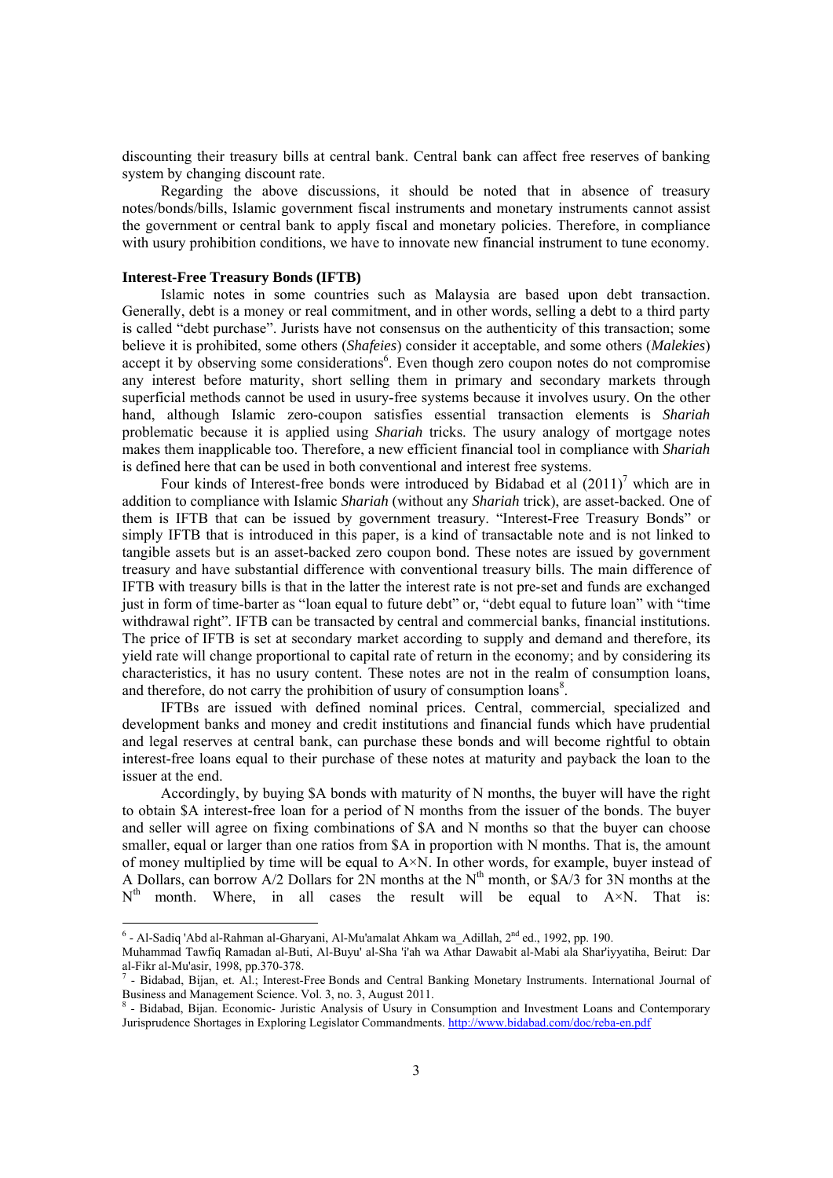discounting their treasury bills at central bank. Central bank can affect free reserves of banking system by changing discount rate.

Regarding the above discussions, it should be noted that in absence of treasury notes/bonds/bills, Islamic government fiscal instruments and monetary instruments cannot assist the government or central bank to apply fiscal and monetary policies. Therefore, in compliance with usury prohibition conditions, we have to innovate new financial instrument to tune economy.

### Interest-Free Treasury Bonds (IFTB)

Islamic notes in some countries such as Malaysia are based upon debt transaction. Generally, debt is a money or real commitment, and in other words, selling a debt to a third party is called "debt purchase". Jurists have not consensus on the authenticity of this transaction; some believe it is prohibited, some others (*Shafeies*) consider it acceptable, and some others (*Malekies*) accept it by observing some considerations[6]. Even though zero coupon notes do not compromise any interest before maturity, short selling them in primary and secondary markets through superficial methods cannot be used in usury-free systems because it involves usury. On the other hand, although Islamic zero-coupon satisfies essential transaction elements is *Shariah* problematic because it is applied using *Shariah* tricks. The usury analogy of mortgage notes makes them inapplicable too. Therefore, a new efficient financial tool in compliance with *Shariah* is defined here that can be used in both conventional and interest free systems.

Four kinds of Interest-free bonds were introduced by Bidabad et al (2011)[7] which are in addition to compliance with Islamic *Shariah* (without any *Shariah* trick), are asset-backed. One of them is IFTB that can be issued by government treasury. "Interest-Free Treasury Bonds" or simply IFTB that is introduced in this paper, is a kind of transactable note and is not linked to tangible assets but is an asset-backed zero coupon bond. These notes are issued by government treasury and have substantial difference with conventional treasury bills. The main difference of IFTB with treasury bills is that in the latter the interest rate is not pre-set and funds are exchanged just in form of time-barter as "loan equal to future debt" or, "debt equal to future loan" with "time withdrawal right". IFTB can be transacted by central and commercial banks, financial institutions. The price of IFTB is set at secondary market according to supply and demand and therefore, its yield rate will change proportional to capital rate of return in the economy; and by considering its characteristics, it has no usury content. These notes are not in the realm of consumption loans, and therefore, do not carry the prohibition of usury of consumption loans[8].

IFTBs are issued with defined nominal prices. Central, commercial, specialized and development banks and money and credit institutions and financial funds which have prudential and legal reserves at central bank, can purchase these bonds and will become rightful to obtain interest-free loans equal to their purchase of these notes at maturity and payback the loan to the issuer at the end.

Accordingly, by buying \$A bonds with maturity of N months, the buyer will have the right to obtain \$A interest-free loan for a period of N months from the issuer of the bonds. The buyer and seller will agree on fixing combinations of \$A and N months so that the buyer can choose smaller, equal or larger than one ratios from \$A in proportion with N months. That is, the amount of money multiplied by time will be equal to $A \times N$. In other words, for example, buyer instead of A Dollars, can borrow A/2 Dollars for 2N months at the $N^{th}$ month, or \$A/3 for 3N months at the $N^{th}$ month. Where, in all cases the result will be equal to $A \times N$. That is:

---

[6] - Al-Sadiq 'Abd al-Rahman al-Gharyani, Al-Mu'amalat Ahkam wa_Adillah, 2nd ed., 1992, pp. 190.
Muhammad Tawfiq Ramadan al-Buti, Al-Buyu' al-Sha 'i'ah wa Athar Dawabit al-Mabi ala Shar'iyyatiha, Beirut: Dar al-Fikr al-Mu'asir, 1998, pp.370-378.

[7] - Bidabad, Bijan, et. Al.; Interest-Free Bonds and Central Banking Monetary Instruments. International Journal of Business and Management Science. Vol. 3, no. 3, August 2011.

[8] - Bidabad, Bijan. Economic- Juristic Analysis of Usury in Consumption and Investment Loans and Contemporary Jurisprudence Shortages in Exploring Legislator Commandments. http://www.bidabad.com/doc/reba-en.pdf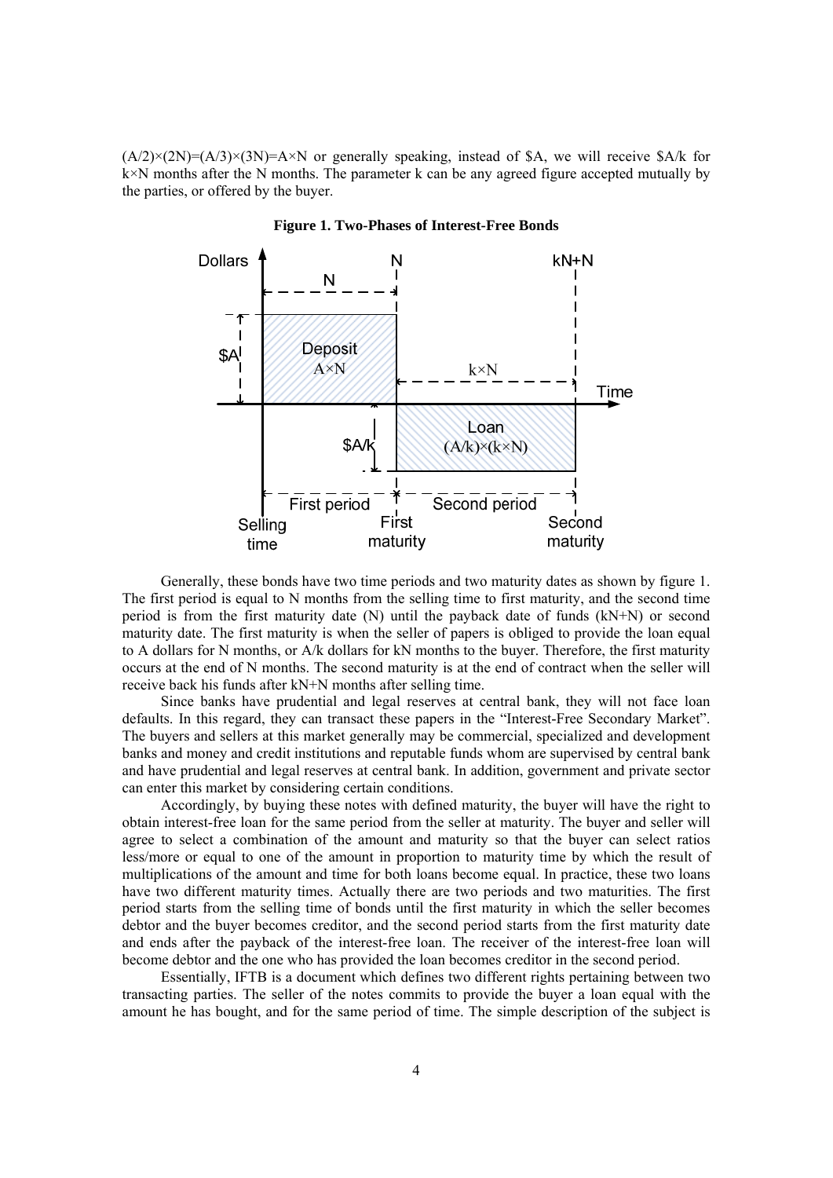$(A/2)\times(2N)=(A/3)\times(3N)=A\times N$ or generally speaking, instead of \$A, we will receive \$A/k for $k\times N$ months after the N months. The parameter k can be any agreed figure accepted mutually by the parties, or offered by the buyer.

**Figure 1. Two-Phases of Interest-Free Bonds**

Dollars
N
kN+N
N
\$A
Deposit
A×N
k×N
Time
\$A/k
Loan
(A/k)×(k×N)
First period
Second period
Selling time
First maturity
Second maturity

Generally, these bonds have two time periods and two maturity dates as shown by figure 1. The first period is equal to N months from the selling time to first maturity, and the second time period is from the first maturity date (N) until the payback date of funds (kN+N) or second maturity date. The first maturity is when the seller of papers is obliged to provide the loan equal to A dollars for N months, or A/k dollars for kN months to the buyer. Therefore, the first maturity occurs at the end of N months. The second maturity is at the end of contract when the seller will receive back his funds after kN+N months after selling time.

Since banks have prudential and legal reserves at central bank, they will not face loan defaults. In this regard, they can transact these papers in the "Interest-Free Secondary Market". The buyers and sellers at this market generally may be commercial, specialized and development banks and money and credit institutions and reputable funds whom are supervised by central bank and have prudential and legal reserves at central bank. In addition, government and private sector can enter this market by considering certain conditions.

Accordingly, by buying these notes with defined maturity, the buyer will have the right to obtain interest-free loan for the same period from the seller at maturity. The buyer and seller will agree to select a combination of the amount and maturity so that the buyer can select ratios less/more or equal to one of the amount in proportion to maturity time by which the result of multiplications of the amount and time for both loans become equal. In practice, these two loans have two different maturity times. Actually there are two periods and two maturities. The first period starts from the selling time of bonds until the first maturity in which the seller becomes debtor and the buyer becomes creditor, and the second period starts from the first maturity date and ends after the payback of the interest-free loan. The receiver of the interest-free loan will become debtor and the one who has provided the loan becomes creditor in the second period.

Essentially, IFTB is a document which defines two different rights pertaining between two transacting parties. The seller of the notes commits to provide the buyer a loan equal with the amount he has bought, and for the same period of time. The simple description of the subject is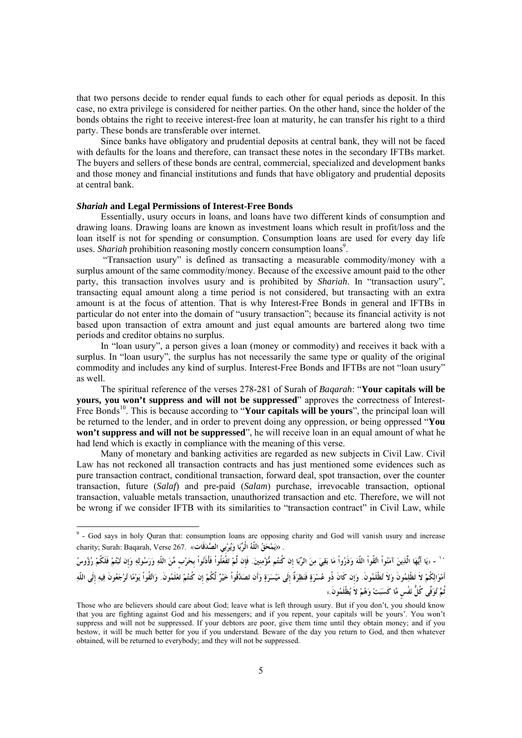that two persons decide to render equal funds to each other for equal periods as deposit. In this case, no extra privilege is considered for neither parties. On the other hand, since the holder of the bonds obtains the right to receive interest-free loan at maturity, he can transfer his right to a third party. These bonds are transferable over internet.

Since banks have obligatory and prudential deposits at central bank, they will not be faced with defaults for the loans and therefore, can transact these notes in the secondary IFTBs market. The buyers and sellers of these bonds are central, commercial, specialized and development banks and those money and financial institutions and funds that have obligatory and prudential deposits at central bank.

### *Shariah* and Legal Permissions of Interest-Free Bonds

Essentially, usury occurs in loans, and loans have two different kinds of consumption and drawing loans. Drawing loans are known as investment loans which result in profit/loss and the loan itself is not for spending or consumption. Consumption loans are used for every day life uses. *Shariah* prohibition reasoning mostly concern consumption loans[9].

"Transaction usury" is defined as transacting a measurable commodity/money with a surplus amount of the same commodity/money. Because of the excessive amount paid to the other party, this transaction involves usury and is prohibited by *Shariah*. In "transaction usury", transacting equal amount along a time period is not considered, but transacting with an extra amount is at the focus of attention. That is why Interest-Free Bonds in general and IFTBs in particular do not enter into the domain of "usury transaction"; because its financial activity is not based upon transaction of extra amount and just equal amounts are bartered along two time periods and creditor obtains no surplus.

In "loan usury", a person gives a loan (money or commodity) and receives it back with a surplus. In "loan usury", the surplus has not necessarily the same type or quality of the original commodity and includes any kind of surplus. Interest-Free Bonds and IFTBs are not "loan usury" as well.

The spiritual reference of the verses 278-281 of Surah of *Baqarah*: "**Your capitals will be yours, you won't suppress and will not be suppressed**" approves the correctness of Interest-Free Bonds[10]. This is because according to "**Your capitals will be yours**", the principal loan will be returned to the lender, and in order to prevent doing any oppression, or being oppressed "**You won't suppress and will not be suppressed**", he will receive loan in an equal amount of what he had lend which is exactly in compliance with the meaning of this verse.

Many of monetary and banking activities are regarded as new subjects in Civil Law. Civil Law has not reckoned all transaction contracts and has just mentioned some evidences such as pure transaction contract, conditional transaction, forward deal, spot transaction, over the counter transaction, future (*Salaf*) and pre-paid (*Salam*) purchase, irrevocable transaction, optional transaction, valuable metals transaction, unauthorized transaction and etc. Therefore, we will not be wrong if we consider IFTB with its similarities to "transaction contract" in Civil Law, while

---

[9] - God says in holy Quran that: consumption loans are opposing charity and God will vanish usury and increase charity; Surah: Baqarah, Verse 267. «يَمْحَقُ اللّهُ الْرِّبَا وَيُرْبِي الصَّدَقَاتِ» .

[10] - «يَا أَيُّهَا الَّذِينَ آمَنُواْ اتَّقُواْ اللّهَ وَذَرُواْ مَا بَقِيَ مِنَ الرِّبَا إِن كُنتُم مُّؤْمِنِينَ. فَإِن لَّمْ تَفْعَلُواْ فَأْذَنُواْ بِحَرْبٍ مِّنَ اللّهِ وَرَسُولِهِ وَإِن تُبْتُمْ فَلَكُمْ رُؤُوسُ أَمْوَالِكُمْ لاَ تَظْلِمُونَ وَلاَ تُظْلَمُونَ. وَإِن كَانَ ذُو عُسْرَةٍ فَنَظِرَةٌ إِلَى مَيْسَرَةٍ وَأَن تَصَدَّقُواْ خَيْرٌ لَّكُمْ إِن كُنتُمْ تَعْلَمُونَ. وَاتَّقُواْ يَوْمًا تُرْجَعُونَ فِيهِ إِلَى اللّهِ ثُمَّ تُوَفَّى كُلُّ نَفْسٍ مَّا كَسَبَتْ وَهُمْ لاَ يُظْلَمُونَ.»

Those who are believers should care about God; leave what is left through usury. But if you don't, you should know that you are fighting against God and his messengers; and if you repent, your capitals will be yours'. You won't suppress and will not be suppressed. If your debtors are poor, give them time until they obtain money; and if you bestow, it will be much better for you if you understand. Beware of the day you return to God, and then whatever obtained, will be returned to everybody; and they will not be suppressed.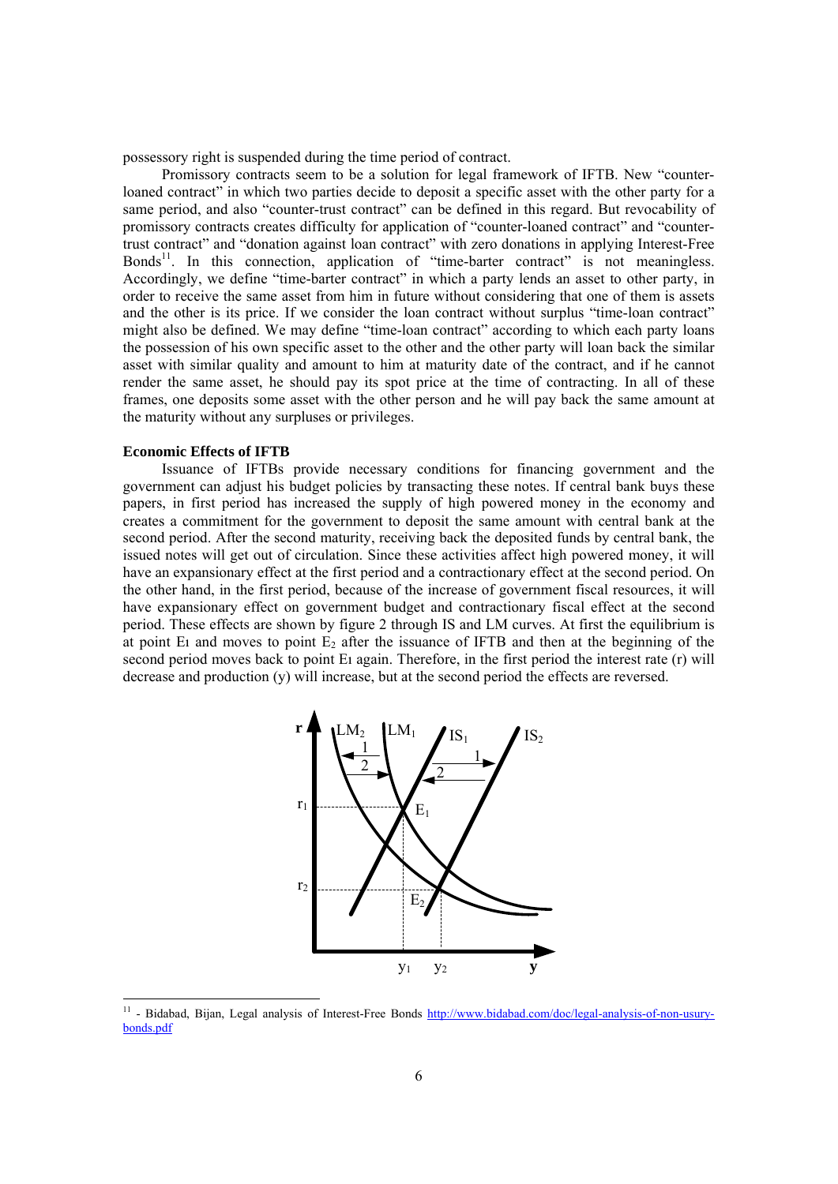possessory right is suspended during the time period of contract.

Promissory contracts seem to be a solution for legal framework of IFTB. New "counter-loaned contract" in which two parties decide to deposit a specific asset with the other party for a same period, and also "counter-trust contract" can be defined in this regard. But revocability of promissory contracts creates difficulty for application of "counter-loaned contract" and "counter-trust contract" and "donation against loan contract" with zero donations in applying Interest-Free Bonds[11]. In this connection, application of "time-barter contract" is not meaningless. Accordingly, we define "time-barter contract" in which a party lends an asset to other party, in order to receive the same asset from him in future without considering that one of them is assets and the other is its price. If we consider the loan contract without surplus "time-loan contract" might also be defined. We may define "time-loan contract" according to which each party loans the possession of his own specific asset to the other and the other party will loan back the similar asset with similar quality and amount to him at maturity date of the contract, and if he cannot render the same asset, he should pay its spot price at the time of contracting. In all of these frames, one deposits some asset with the other person and he will pay back the same amount at the maturity without any surpluses or privileges.

### Economic Effects of IFTB

Issuance of IFTBs provide necessary conditions for financing government and the government can adjust his budget policies by transacting these notes. If central bank buys these papers, in first period has increased the supply of high powered money in the economy and creates a commitment for the government to deposit the same amount with central bank at the second period. After the second maturity, receiving back the deposited funds by central bank, the issued notes will get out of circulation. Since these activities affect high powered money, it will have an expansionary effect at the first period and a contractionary effect at the second period. On the other hand, in the first period, because of the increase of government fiscal resources, it will have expansionary effect on government budget and contractionary fiscal effect at the second period. These effects are shown by figure 2 through IS and LM curves. At first the equilibrium is at point $E_1$ and moves to point $E_2$ after the issuance of IFTB and then at the beginning of the second period moves back to point $E_1$ again. Therefore, in the first period the interest rate (r) will decrease and production (y) will increase, but at the second period the effects are reversed.

r

$LM_2$ $LM_1$ $IS_1$ $IS_2$

1 2 1 2

$r_1$ $E_1$

$r_2$ $E_2$

$y_1$ $y_2$ y

---

[11] - Bidabad, Bijan, Legal analysis of Interest-Free Bonds http://www.bidabad.com/doc/legal-analysis-of-non-usury-bonds.pdf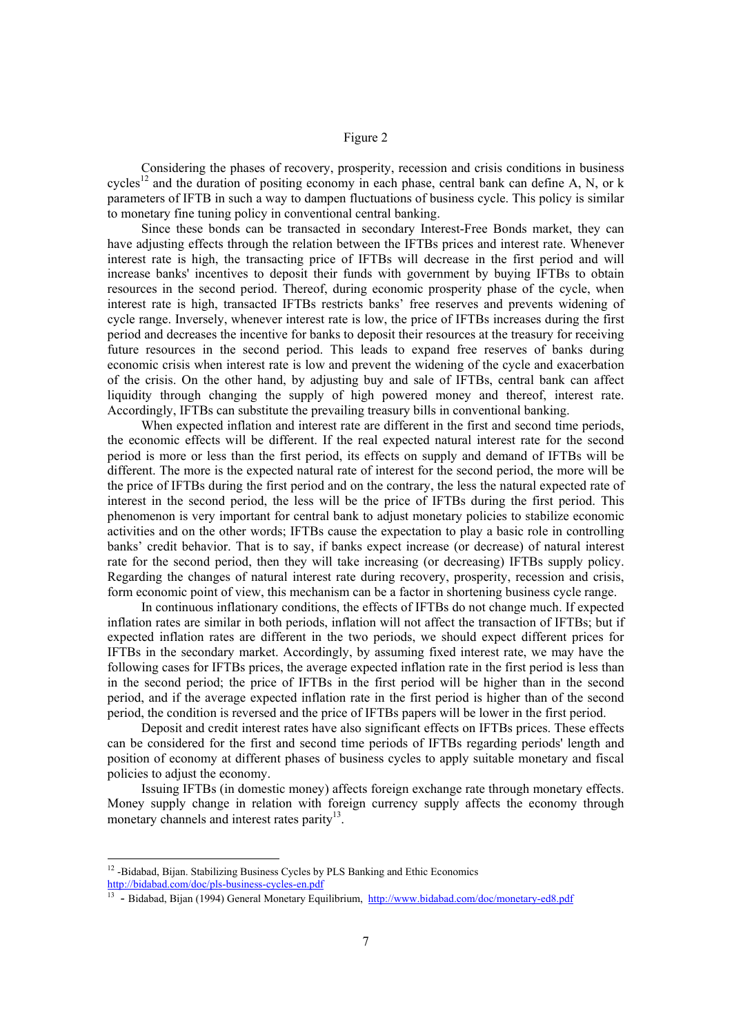Figure 2

Considering the phases of recovery, prosperity, recession and crisis conditions in business cycles[12] and the duration of positing economy in each phase, central bank can define A, N, or k parameters of IFTB in such a way to dampen fluctuations of business cycle. This policy is similar to monetary fine tuning policy in conventional central banking.

Since these bonds can be transacted in secondary Interest-Free Bonds market, they can have adjusting effects through the relation between the IFTBs prices and interest rate. Whenever interest rate is high, the transacting price of IFTBs will decrease in the first period and will increase banks' incentives to deposit their funds with government by buying IFTBs to obtain resources in the second period. Thereof, during economic prosperity phase of the cycle, when interest rate is high, transacted IFTBs restricts banks' free reserves and prevents widening of cycle range. Inversely, whenever interest rate is low, the price of IFTBs increases during the first period and decreases the incentive for banks to deposit their resources at the treasury for receiving future resources in the second period. This leads to expand free reserves of banks during economic crisis when interest rate is low and prevent the widening of the cycle and exacerbation of the crisis. On the other hand, by adjusting buy and sale of IFTBs, central bank can affect liquidity through changing the supply of high powered money and thereof, interest rate. Accordingly, IFTBs can substitute the prevailing treasury bills in conventional banking.

When expected inflation and interest rate are different in the first and second time periods, the economic effects will be different. If the real expected natural interest rate for the second period is more or less than the first period, its effects on supply and demand of IFTBs will be different. The more is the expected natural rate of interest for the second period, the more will be the price of IFTBs during the first period and on the contrary, the less the natural expected rate of interest in the second period, the less will be the price of IFTBs during the first period. This phenomenon is very important for central bank to adjust monetary policies to stabilize economic activities and on the other words; IFTBs cause the expectation to play a basic role in controlling banks' credit behavior. That is to say, if banks expect increase (or decrease) of natural interest rate for the second period, then they will take increasing (or decreasing) IFTBs supply policy. Regarding the changes of natural interest rate during recovery, prosperity, recession and crisis, form economic point of view, this mechanism can be a factor in shortening business cycle range.

In continuous inflationary conditions, the effects of IFTBs do not change much. If expected inflation rates are similar in both periods, inflation will not affect the transaction of IFTBs; but if expected inflation rates are different in the two periods, we should expect different prices for IFTBs in the secondary market. Accordingly, by assuming fixed interest rate, we may have the following cases for IFTBs prices, the average expected inflation rate in the first period is less than in the second period; the price of IFTBs in the first period will be higher than in the second period, and if the average expected inflation rate in the first period is higher than of the second period, the condition is reversed and the price of IFTBs papers will be lower in the first period.

Deposit and credit interest rates have also significant effects on IFTBs prices. These effects can be considered for the first and second time periods of IFTBs regarding periods' length and position of economy at different phases of business cycles to apply suitable monetary and fiscal policies to adjust the economy.

Issuing IFTBs (in domestic money) affects foreign exchange rate through monetary effects. Money supply change in relation with foreign currency supply affects the economy through monetary channels and interest rates parity[13].

---

[12] -Bidabad, Bijan. Stabilizing Business Cycles by PLS Banking and Ethic Economics http://bidabad.com/doc/pls-business-cycles-en.pdf

[13] - Bidabad, Bijan (1994) General Monetary Equilibrium, http://www.bidabad.com/doc/monetary-ed8.pdf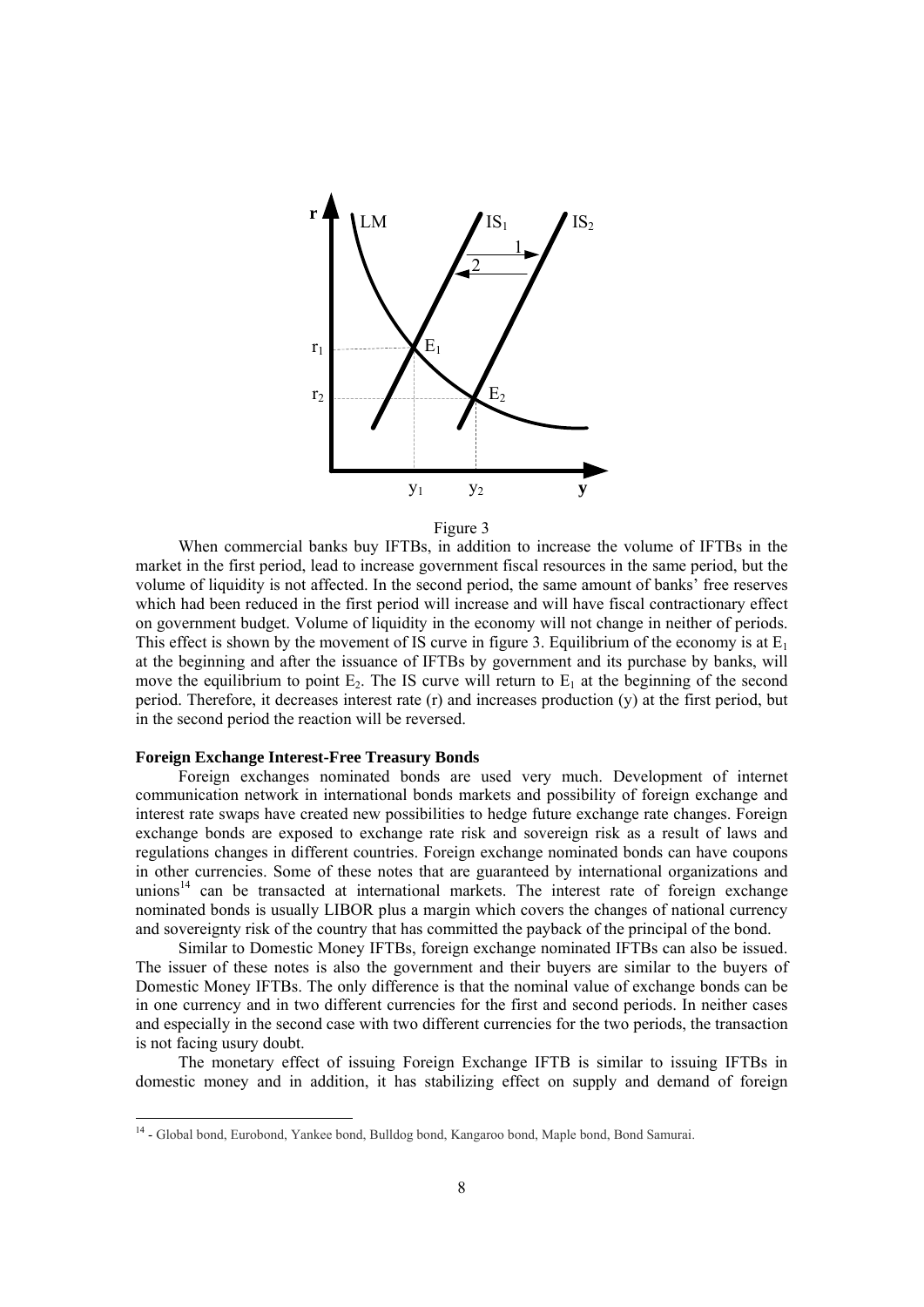r

LM

$IS_1$

$IS_2$

1

2

$r_1$

$E_1$

$r_2$

$E_2$

$y_1$

$y_2$

y

Figure 3

When commercial banks buy IFTBs, in addition to increase the volume of IFTBs in the market in the first period, lead to increase government fiscal resources in the same period, but the volume of liquidity is not affected. In the second period, the same amount of banks' free reserves which had been reduced in the first period will increase and will have fiscal contractionary effect on government budget. Volume of liquidity in the economy will not change in neither of periods. This effect is shown by the movement of IS curve in figure 3. Equilibrium of the economy is at $E_1$ at the beginning and after the issuance of IFTBs by government and its purchase by banks, will move the equilibrium to point $E_2$. The IS curve will return to $E_1$ at the beginning of the second period. Therefore, it decreases interest rate (r) and increases production (y) at the first period, but in the second period the reaction will be reversed.

**Foreign Exchange Interest-Free Treasury Bonds**

Foreign exchanges nominated bonds are used very much. Development of internet communication network in international bonds markets and possibility of foreign exchange and interest rate swaps have created new possibilities to hedge future exchange rate changes. Foreign exchange bonds are exposed to exchange rate risk and sovereign risk as a result of laws and regulations changes in different countries. Foreign exchange nominated bonds can have coupons in other currencies. Some of these notes that are guaranteed by international organizations and unions[14] can be transacted at international markets. The interest rate of foreign exchange nominated bonds is usually LIBOR plus a margin which covers the changes of national currency and sovereignty risk of the country that has committed the payback of the principal of the bond.

Similar to Domestic Money IFTBs, foreign exchange nominated IFTBs can also be issued. The issuer of these notes is also the government and their buyers are similar to the buyers of Domestic Money IFTBs. The only difference is that the nominal value of exchange bonds can be in one currency and in two different currencies for the first and second periods. In neither cases and especially in the second case with two different currencies for the two periods, the transaction is not facing usury doubt.

The monetary effect of issuing Foreign Exchange IFTB is similar to issuing IFTBs in domestic money and in addition, it has stabilizing effect on supply and demand of foreign

[14] - Global bond, Eurobond, Yankee bond, Bulldog bond, Kangaroo bond, Maple bond, Bond Samurai.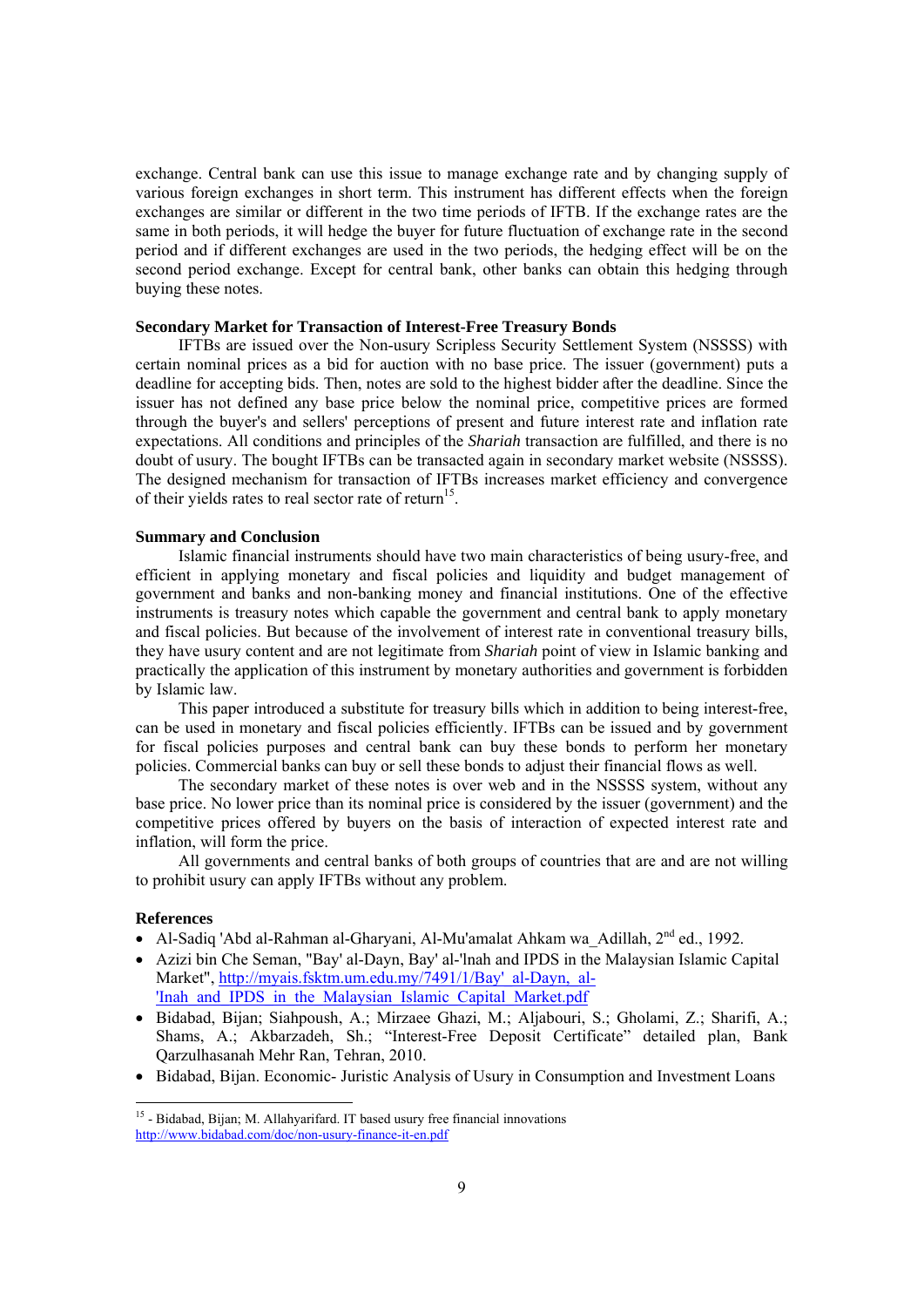exchange. Central bank can use this issue to manage exchange rate and by changing supply of various foreign exchanges in short term. This instrument has different effects when the foreign exchanges are similar or different in the two time periods of IFTB. If the exchange rates are the same in both periods, it will hedge the buyer for future fluctuation of exchange rate in the second period and if different exchanges are used in the two periods, the hedging effect will be on the second period exchange. Except for central bank, other banks can obtain this hedging through buying these notes.

**Secondary Market for Transaction of Interest-Free Treasury Bonds**

IFTBs are issued over the Non-usury Scripless Security Settlement System (NSSSS) with certain nominal prices as a bid for auction with no base price. The issuer (government) puts a deadline for accepting bids. Then, notes are sold to the highest bidder after the deadline. Since the issuer has not defined any base price below the nominal price, competitive prices are formed through the buyer's and sellers' perceptions of present and future interest rate and inflation rate expectations. All conditions and principles of the *Shariah* transaction are fulfilled, and there is no doubt of usury. The bought IFTBs can be transacted again in secondary market website (NSSSS). The designed mechanism for transaction of IFTBs increases market efficiency and convergence of their yields rates to real sector rate of return[15].

**Summary and Conclusion**

Islamic financial instruments should have two main characteristics of being usury-free, and efficient in applying monetary and fiscal policies and liquidity and budget management of government and banks and non-banking money and financial institutions. One of the effective instruments is treasury notes which capable the government and central bank to apply monetary and fiscal policies. But because of the involvement of interest rate in conventional treasury bills, they have usury content and are not legitimate from *Shariah* point of view in Islamic banking and practically the application of this instrument by monetary authorities and government is forbidden by Islamic law.

This paper introduced a substitute for treasury bills which in addition to being interest-free, can be used in monetary and fiscal policies efficiently. IFTBs can be issued and by government for fiscal policies purposes and central bank can buy these bonds to perform her monetary policies. Commercial banks can buy or sell these bonds to adjust their financial flows as well.

The secondary market of these notes is over web and in the NSSSS system, without any base price. No lower price than its nominal price is considered by the issuer (government) and the competitive prices offered by buyers on the basis of interaction of expected interest rate and inflation, will form the price.

All governments and central banks of both groups of countries that are and are not willing to prohibit usury can apply IFTBs without any problem.

**References**

- Al-Sadiq 'Abd al-Rahman al-Gharyani, Al-Mu'amalat Ahkam wa_Adillah, 2nd ed., 1992.
- Azizi bin Che Seman, "Bay' al-Dayn, Bay' al-'lnah and IPDS in the Malaysian Islamic Capital Market", http://myais.fsktm.um.edu.my/7491/1/Bay'_al-Dayn,_al-'Inah_and_IPDS_in_the_Malaysian_Islamic_Capital_Market.pdf
- Bidabad, Bijan; Siahpoush, A.; Mirzaee Ghazi, M.; Aljabouri, S.; Gholami, Z.; Sharifi, A.; Shams, A.; Akbarzadeh, Sh.; "Interest-Free Deposit Certificate" detailed plan, Bank Qarzulhasanah Mehr Ran, Tehran, 2010.
- Bidabad, Bijan. Economic- Juristic Analysis of Usury in Consumption and Investment Loans

[15] - Bidabad, Bijan; M. Allahyarifard. IT based usury free financial innovations http://www.bidabad.com/doc/non-usury-finance-it-en.pdf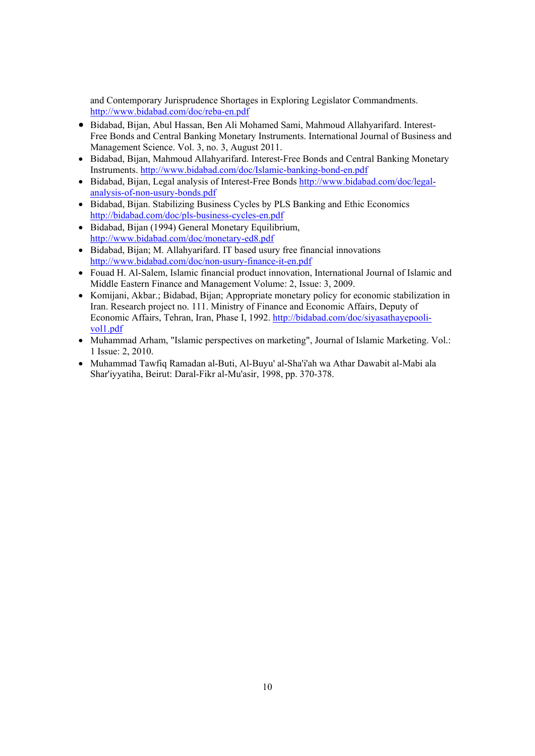and Contemporary Jurisprudence Shortages in Exploring Legislator Commandments. http://www.bidabad.com/doc/reba-en.pdf

- Bidabad, Bijan, Abul Hassan, Ben Ali Mohamed Sami, Mahmoud Allahyarifard. Interest-Free Bonds and Central Banking Monetary Instruments. International Journal of Business and Management Science. Vol. 3, no. 3, August 2011.
- Bidabad, Bijan, Mahmoud Allahyarifard. Interest-Free Bonds and Central Banking Monetary Instruments. http://www.bidabad.com/doc/Islamic-banking-bond-en.pdf
- Bidabad, Bijan, Legal analysis of Interest-Free Bonds http://www.bidabad.com/doc/legal-analysis-of-non-usury-bonds.pdf
- Bidabad, Bijan. Stabilizing Business Cycles by PLS Banking and Ethic Economics http://bidabad.com/doc/pls-business-cycles-en.pdf
- Bidabad, Bijan (1994) General Monetary Equilibrium, http://www.bidabad.com/doc/monetary-ed8.pdf
- Bidabad, Bijan; M. Allahyarifard. IT based usury free financial innovations http://www.bidabad.com/doc/non-usury-finance-it-en.pdf
- Fouad H. Al-Salem, Islamic financial product innovation, International Journal of Islamic and Middle Eastern Finance and Management Volume: 2, Issue: 3, 2009.
- Komijani, Akbar.; Bidabad, Bijan; Appropriate monetary policy for economic stabilization in Iran. Research project no. 111. Ministry of Finance and Economic Affairs, Deputy of Economic Affairs, Tehran, Iran, Phase I, 1992. http://bidabad.com/doc/siyasathayepooli-vol1.pdf
- Muhammad Arham, "Islamic perspectives on marketing", Journal of Islamic Marketing. Vol.: 1 Issue: 2, 2010.
- Muhammad Tawfiq Ramadan al-Buti, Al-Buyu' al-Sha'i'ah wa Athar Dawabit al-Mabi ala Shar'iyyatiha, Beirut: Daral-Fikr al-Mu'asir, 1998, pp. 370-378.